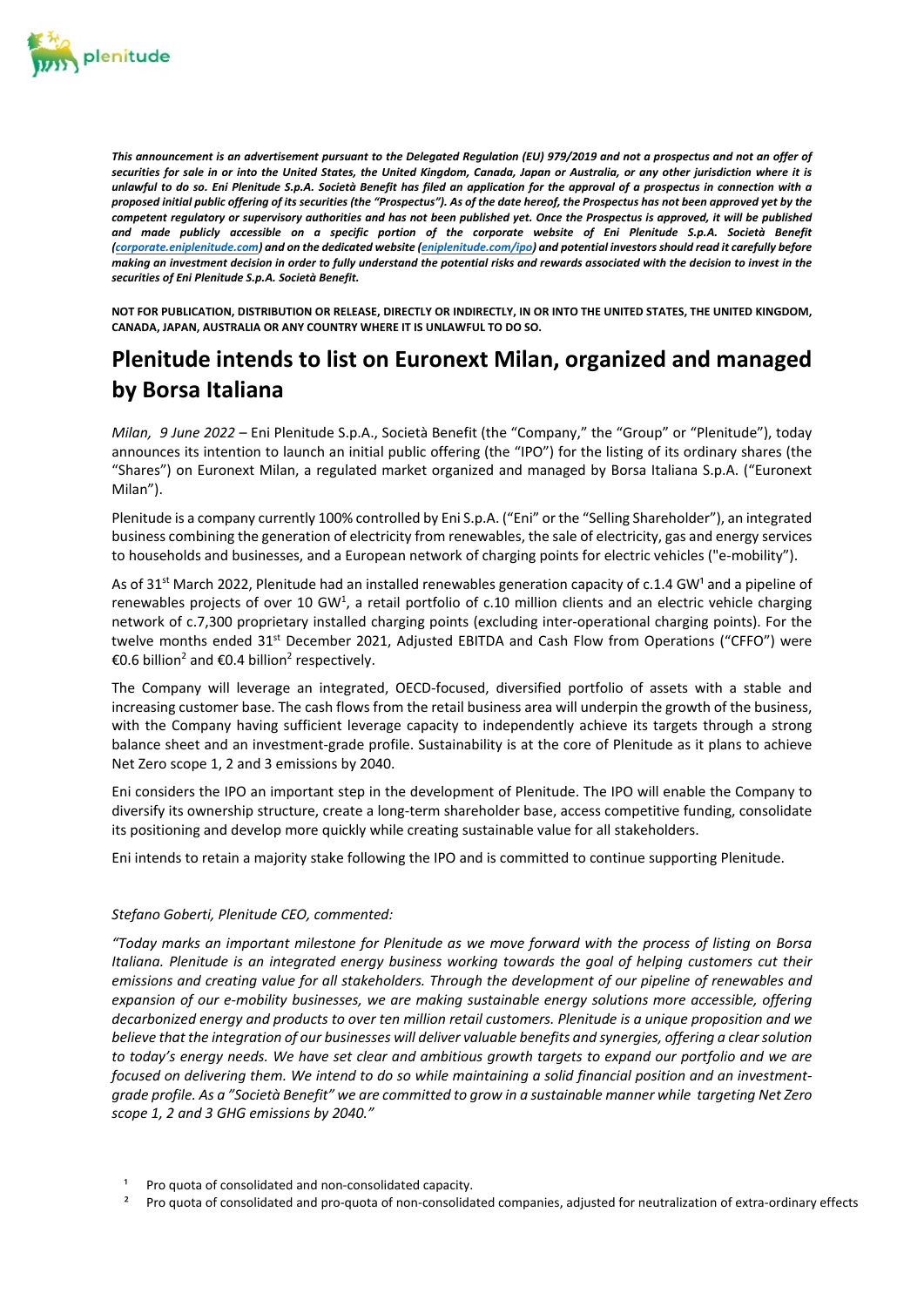***This announcement is an advertisement pursuant to the Delegated Regulation (EU) 979/2019 and not a prospectus and not an offer of securities for sale in or into the United States, the United Kingdom, Canada, Japan or Australia, or any other jurisdiction where it is unlawful to do so. Eni Plenitude S.p.A. Società Benefit has filed an application for the approval of a prospectus in connection with a proposed initial public offering of its securities (the "Prospectus"). As of the date hereof, the Prospectus has not been approved yet by the competent regulatory or supervisory authorities and has not been published yet. Once the Prospectus is approved, it will be published and made publicly accessible on a specific portion of the corporate website of Eni Plenitude S.p.A. Società Benefit (corporate.eniplenitude.com) and on the dedicated website (eniplenitude.com/ipo) and potential investors should read it carefully before making an investment decision in order to fully understand the potential risks and rewards associated with the decision to invest in the securities of Eni Plenitude S.p.A. Società Benefit.***

**NOT FOR PUBLICATION, DISTRIBUTION OR RELEASE, DIRECTLY OR INDIRECTLY, IN OR INTO THE UNITED STATES, THE UNITED KINGDOM, CANADA, JAPAN, AUSTRALIA OR ANY COUNTRY WHERE IT IS UNLAWFUL TO DO SO.**

# Plenitude intends to list on Euronext Milan, organized and managed by Borsa Italiana

*Milan, 9 June 2022* – Eni Plenitude S.p.A., Società Benefit (the "Company," the "Group" or "Plenitude"), today announces its intention to launch an initial public offering (the "IPO") for the listing of its ordinary shares (the "Shares") on Euronext Milan, a regulated market organized and managed by Borsa Italiana S.p.A. ("Euronext Milan").

Plenitude is a company currently 100% controlled by Eni S.p.A. ("Eni" or the "Selling Shareholder"), an integrated business combining the generation of electricity from renewables, the sale of electricity, gas and energy services to households and businesses, and a European network of charging points for electric vehicles ("e-mobility").

As of 31st March 2022, Plenitude had an installed renewables generation capacity of c.1.4 GW[1] and a pipeline of renewables projects of over 10 GW[1], a retail portfolio of c.10 million clients and an electric vehicle charging network of c.7,300 proprietary installed charging points (excluding inter-operational charging points). For the twelve months ended 31st December 2021, Adjusted EBITDA and Cash Flow from Operations ("CFFO") were €0.6 billion[2] and €0.4 billion[2] respectively.

The Company will leverage an integrated, OECD-focused, diversified portfolio of assets with a stable and increasing customer base. The cash flows from the retail business area will underpin the growth of the business, with the Company having sufficient leverage capacity to independently achieve its targets through a strong balance sheet and an investment-grade profile. Sustainability is at the core of Plenitude as it plans to achieve Net Zero scope 1, 2 and 3 emissions by 2040.

Eni considers the IPO an important step in the development of Plenitude. The IPO will enable the Company to diversify its ownership structure, create a long-term shareholder base, access competitive funding, consolidate its positioning and develop more quickly while creating sustainable value for all stakeholders.

Eni intends to retain a majority stake following the IPO and is committed to continue supporting Plenitude.

*Stefano Goberti, Plenitude CEO, commented:*

*"Today marks an important milestone for Plenitude as we move forward with the process of listing on Borsa Italiana. Plenitude is an integrated energy business working towards the goal of helping customers cut their emissions and creating value for all stakeholders. Through the development of our pipeline of renewables and expansion of our e-mobility businesses, we are making sustainable energy solutions more accessible, offering decarbonized energy and products to over ten million retail customers. Plenitude is a unique proposition and we believe that the integration of our businesses will deliver valuable benefits and synergies, offering a clear solution to today's energy needs. We have set clear and ambitious growth targets to expand our portfolio and we are focused on delivering them. We intend to do so while maintaining a solid financial position and an investment-grade profile. As a "Società Benefit" we are committed to grow in a sustainable manner while targeting Net Zero scope 1, 2 and 3 GHG emissions by 2040."*

[1] Pro quota of consolidated and non-consolidated capacity.

[2] Pro quota of consolidated and pro-quota of non-consolidated companies, adjusted for neutralization of extra-ordinary effects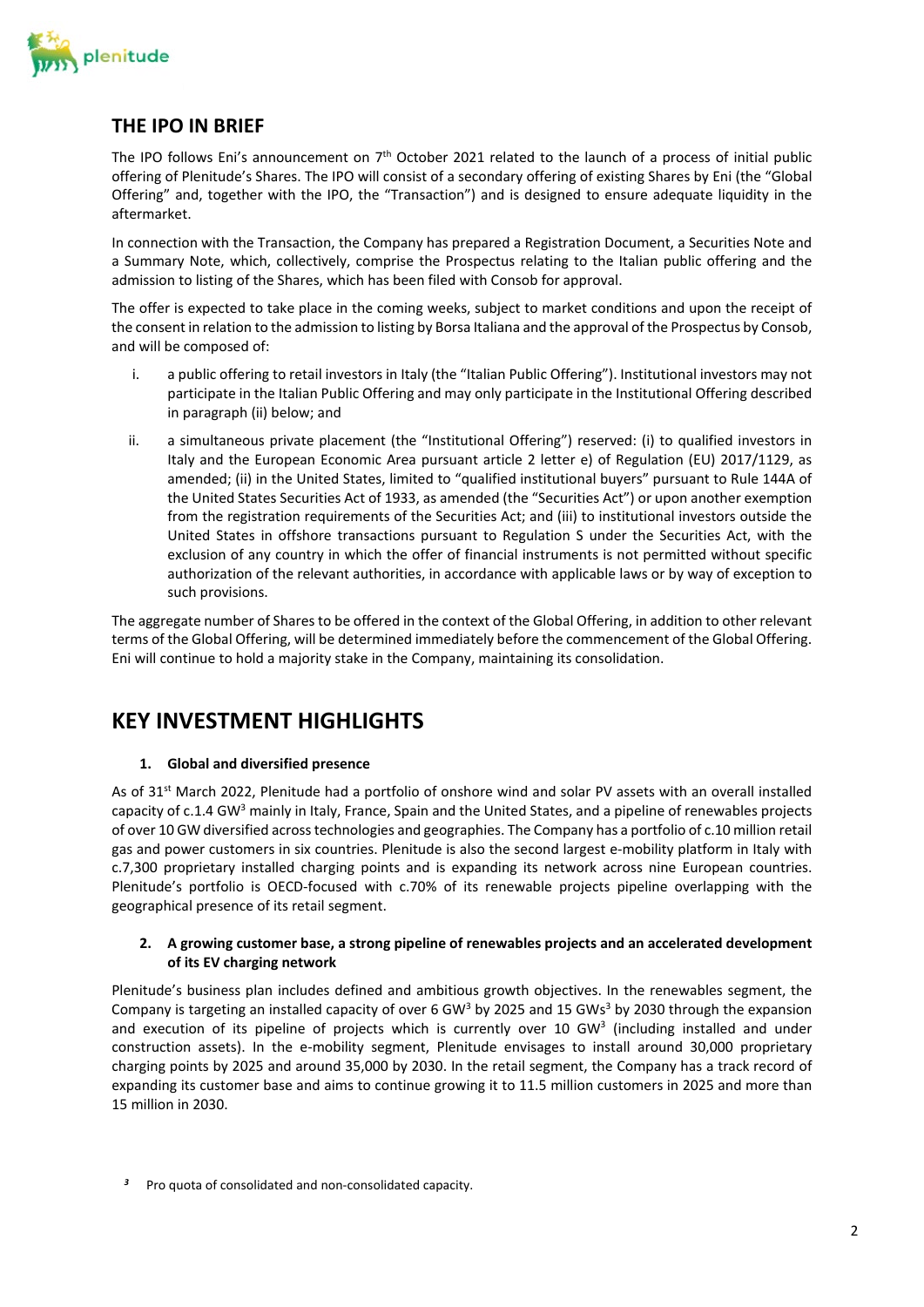## THE IPO IN BRIEF

The IPO follows Eni's announcement on 7th October 2021 related to the launch of a process of initial public offering of Plenitude's Shares. The IPO will consist of a secondary offering of existing Shares by Eni (the "Global Offering" and, together with the IPO, the "Transaction") and is designed to ensure adequate liquidity in the aftermarket.

In connection with the Transaction, the Company has prepared a Registration Document, a Securities Note and a Summary Note, which, collectively, comprise the Prospectus relating to the Italian public offering and the admission to listing of the Shares, which has been filed with Consob for approval.

The offer is expected to take place in the coming weeks, subject to market conditions and upon the receipt of the consent in relation to the admission to listing by Borsa Italiana and the approval of the Prospectus by Consob, and will be composed of:

i. a public offering to retail investors in Italy (the "Italian Public Offering"). Institutional investors may not participate in the Italian Public Offering and may only participate in the Institutional Offering described in paragraph (ii) below; and

ii. a simultaneous private placement (the "Institutional Offering") reserved: (i) to qualified investors in Italy and the European Economic Area pursuant article 2 letter e) of Regulation (EU) 2017/1129, as amended; (ii) in the United States, limited to "qualified institutional buyers" pursuant to Rule 144A of the United States Securities Act of 1933, as amended (the "Securities Act") or upon another exemption from the registration requirements of the Securities Act; and (iii) to institutional investors outside the United States in offshore transactions pursuant to Regulation S under the Securities Act, with the exclusion of any country in which the offer of financial instruments is not permitted without specific authorization of the relevant authorities, in accordance with applicable laws or by way of exception to such provisions.

The aggregate number of Shares to be offered in the context of the Global Offering, in addition to other relevant terms of the Global Offering, will be determined immediately before the commencement of the Global Offering. Eni will continue to hold a majority stake in the Company, maintaining its consolidation.

## KEY INVESTMENT HIGHLIGHTS

### 1. Global and diversified presence

As of 31st March 2022, Plenitude had a portfolio of onshore wind and solar PV assets with an overall installed capacity of c.1.4 GW[3] mainly in Italy, France, Spain and the United States, and a pipeline of renewables projects of over 10 GW diversified across technologies and geographies. The Company has a portfolio of c.10 million retail gas and power customers in six countries. Plenitude is also the second largest e-mobility platform in Italy with c.7,300 proprietary installed charging points and is expanding its network across nine European countries. Plenitude's portfolio is OECD-focused with c.70% of its renewable projects pipeline overlapping with the geographical presence of its retail segment.

### 2. A growing customer base, a strong pipeline of renewables projects and an accelerated development of its EV charging network

Plenitude's business plan includes defined and ambitious growth objectives. In the renewables segment, the Company is targeting an installed capacity of over 6 GW[3] by 2025 and 15 GWs[3] by 2030 through the expansion and execution of its pipeline of projects which is currently over 10 GW[3] (including installed and under construction assets). In the e-mobility segment, Plenitude envisages to install around 30,000 proprietary charging points by 2025 and around 35,000 by 2030. In the retail segment, the Company has a track record of expanding its customer base and aims to continue growing it to 11.5 million customers in 2025 and more than 15 million in 2030.

[3] Pro quota of consolidated and non-consolidated capacity.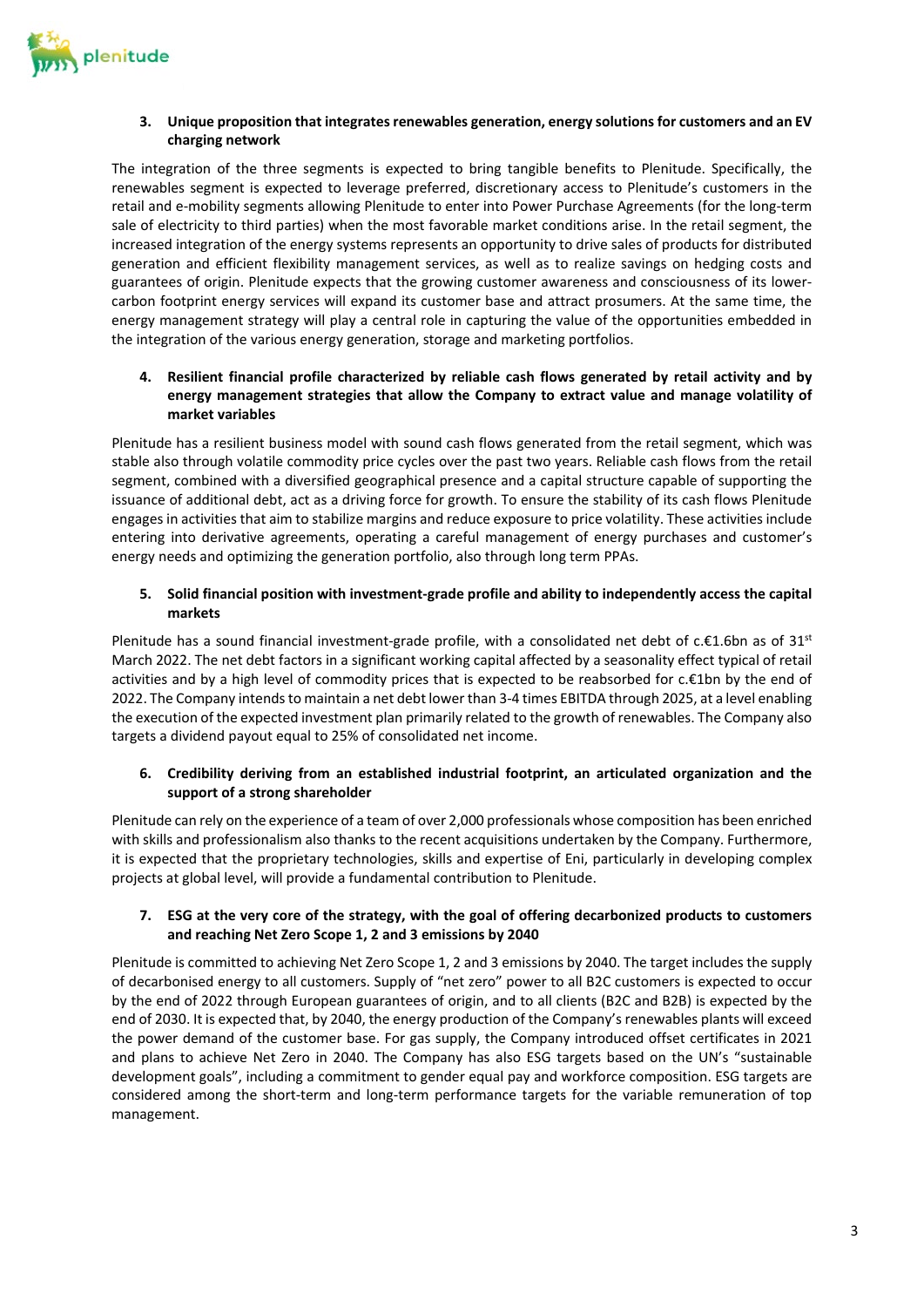3. **Unique proposition that integrates renewables generation, energy solutions for customers and an EV charging network**

The integration of the three segments is expected to bring tangible benefits to Plenitude. Specifically, the renewables segment is expected to leverage preferred, discretionary access to Plenitude's customers in the retail and e-mobility segments allowing Plenitude to enter into Power Purchase Agreements (for the long-term sale of electricity to third parties) when the most favorable market conditions arise. In the retail segment, the increased integration of the energy systems represents an opportunity to drive sales of products for distributed generation and efficient flexibility management services, as well as to realize savings on hedging costs and guarantees of origin. Plenitude expects that the growing customer awareness and consciousness of its lower-carbon footprint energy services will expand its customer base and attract prosumers. At the same time, the energy management strategy will play a central role in capturing the value of the opportunities embedded in the integration of the various energy generation, storage and marketing portfolios.

4. **Resilient financial profile characterized by reliable cash flows generated by retail activity and by energy management strategies that allow the Company to extract value and manage volatility of market variables**

Plenitude has a resilient business model with sound cash flows generated from the retail segment, which was stable also through volatile commodity price cycles over the past two years. Reliable cash flows from the retail segment, combined with a diversified geographical presence and a capital structure capable of supporting the issuance of additional debt, act as a driving force for growth. To ensure the stability of its cash flows Plenitude engages in activities that aim to stabilize margins and reduce exposure to price volatility. These activities include entering into derivative agreements, operating a careful management of energy purchases and customer's energy needs and optimizing the generation portfolio, also through long term PPAs.

5. **Solid financial position with investment-grade profile and ability to independently access the capital markets**

Plenitude has a sound financial investment-grade profile, with a consolidated net debt of c.€1.6bn as of 31st March 2022. The net debt factors in a significant working capital affected by a seasonality effect typical of retail activities and by a high level of commodity prices that is expected to be reabsorbed for c.€1bn by the end of 2022. The Company intends to maintain a net debt lower than 3-4 times EBITDA through 2025, at a level enabling the execution of the expected investment plan primarily related to the growth of renewables. The Company also targets a dividend payout equal to 25% of consolidated net income.

6. **Credibility deriving from an established industrial footprint, an articulated organization and the support of a strong shareholder**

Plenitude can rely on the experience of a team of over 2,000 professionals whose composition has been enriched with skills and professionalism also thanks to the recent acquisitions undertaken by the Company. Furthermore, it is expected that the proprietary technologies, skills and expertise of Eni, particularly in developing complex projects at global level, will provide a fundamental contribution to Plenitude.

7. **ESG at the very core of the strategy, with the goal of offering decarbonized products to customers and reaching Net Zero Scope 1, 2 and 3 emissions by 2040**

Plenitude is committed to achieving Net Zero Scope 1, 2 and 3 emissions by 2040. The target includes the supply of decarbonised energy to all customers. Supply of "net zero" power to all B2C customers is expected to occur by the end of 2022 through European guarantees of origin, and to all clients (B2C and B2B) is expected by the end of 2030. It is expected that, by 2040, the energy production of the Company's renewables plants will exceed the power demand of the customer base. For gas supply, the Company introduced offset certificates in 2021 and plans to achieve Net Zero in 2040. The Company has also ESG targets based on the UN's "sustainable development goals", including a commitment to gender equal pay and workforce composition. ESG targets are considered among the short-term and long-term performance targets for the variable remuneration of top management.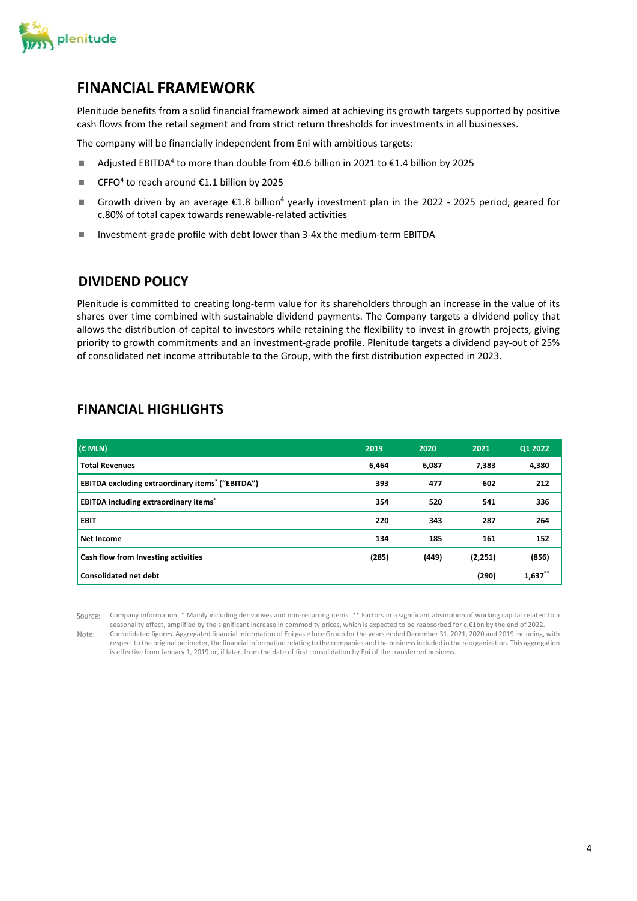## FINANCIAL FRAMEWORK

Plenitude benefits from a solid financial framework aimed at achieving its growth targets supported by positive cash flows from the retail segment and from strict return thresholds for investments in all businesses.

The company will be financially independent from Eni with ambitious targets:

- Adjusted EBITDA[4] to more than double from €0.6 billion in 2021 to €1.4 billion by 2025
- CFFO[4] to reach around €1.1 billion by 2025
- Growth driven by an average €1.8 billion[4] yearly investment plan in the 2022 - 2025 period, geared for c.80% of total capex towards renewable-related activities
- Investment-grade profile with debt lower than 3-4x the medium-term EBITDA

## DIVIDEND POLICY

Plenitude is committed to creating long-term value for its shareholders through an increase in the value of its shares over time combined with sustainable dividend payments. The Company targets a dividend policy that allows the distribution of capital to investors while retaining the flexibility to invest in growth projects, giving priority to growth commitments and an investment-grade profile. Plenitude targets a dividend pay-out of 25% of consolidated net income attributable to the Group, with the first distribution expected in 2023.

## FINANCIAL HIGHLIGHTS

| (€ MLN) | 2019 | 2020 | 2021 | Q1 2022 |
|---|---|---|---|---|
| **Total Revenues** | **6,464** | **6,087** | **7,383** | **4,380** |
| **EBITDA excluding extraordinary items* ("EBITDA")** | **393** | **477** | **602** | **212** |
| **EBITDA including extraordinary items*** | **354** | **520** | **541** | **336** |
| **EBIT** | **220** | **343** | **287** | **264** |
| **Net Income** | **134** | **185** | **161** | **152** |
| **Cash flow from Investing activities** | **(285)** | **(449)** | **(2,251)** | **(856)** |
| **Consolidated net debt** | | | **(290)** | **1,637**** |

Source: Company information. * Mainly including derivatives and non-recurring items. ** Factors in a significant absorption of working capital related to a seasonality effect, amplified by the significant increase in commodity prices, which is expected to be reabsorbed for c.€1bn by the end of 2022.

Note: Consolidated figures. Aggregated financial information of Eni gas e luce Group for the years ended December 31, 2021, 2020 and 2019 including, with respect to the original perimeter, the financial information relating to the companies and the business included in the reorganization. This aggregation is effective from January 1, 2019 or, if later, from the date of first consolidation by Eni of the transferred business.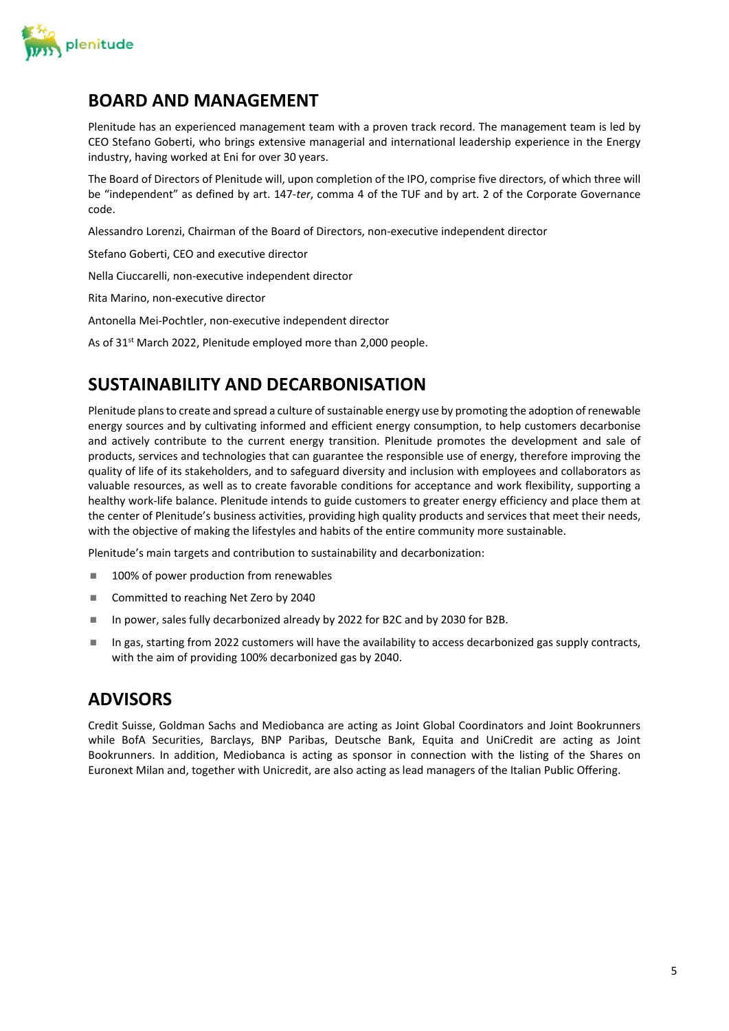## BOARD AND MANAGEMENT

Plenitude has an experienced management team with a proven track record. The management team is led by CEO Stefano Goberti, who brings extensive managerial and international leadership experience in the Energy industry, having worked at Eni for over 30 years.

The Board of Directors of Plenitude will, upon completion of the IPO, comprise five directors, of which three will be "independent" as defined by art. 147-*ter*, comma 4 of the TUF and by art. 2 of the Corporate Governance code.

Alessandro Lorenzi, Chairman of the Board of Directors, non-executive independent director

Stefano Goberti, CEO and executive director

Nella Ciuccarelli, non-executive independent director

Rita Marino, non-executive director

Antonella Mei-Pochtler, non-executive independent director

As of 31st March 2022, Plenitude employed more than 2,000 people.

## SUSTAINABILITY AND DECARBONISATION

Plenitude plans to create and spread a culture of sustainable energy use by promoting the adoption of renewable energy sources and by cultivating informed and efficient energy consumption, to help customers decarbonise and actively contribute to the current energy transition. Plenitude promotes the development and sale of products, services and technologies that can guarantee the responsible use of energy, therefore improving the quality of life of its stakeholders, and to safeguard diversity and inclusion with employees and collaborators as valuable resources, as well as to create favorable conditions for acceptance and work flexibility, supporting a healthy work-life balance. Plenitude intends to guide customers to greater energy efficiency and place them at the center of Plenitude's business activities, providing high quality products and services that meet their needs, with the objective of making the lifestyles and habits of the entire community more sustainable.

Plenitude's main targets and contribution to sustainability and decarbonization:

- 100% of power production from renewables
- Committed to reaching Net Zero by 2040
- In power, sales fully decarbonized already by 2022 for B2C and by 2030 for B2B.
- In gas, starting from 2022 customers will have the availability to access decarbonized gas supply contracts, with the aim of providing 100% decarbonized gas by 2040.

## ADVISORS

Credit Suisse, Goldman Sachs and Mediobanca are acting as Joint Global Coordinators and Joint Bookrunners while BofA Securities, Barclays, BNP Paribas, Deutsche Bank, Equita and UniCredit are acting as Joint Bookrunners. In addition, Mediobanca is acting as sponsor in connection with the listing of the Shares on Euronext Milan and, together with Unicredit, are also acting as lead managers of the Italian Public Offering.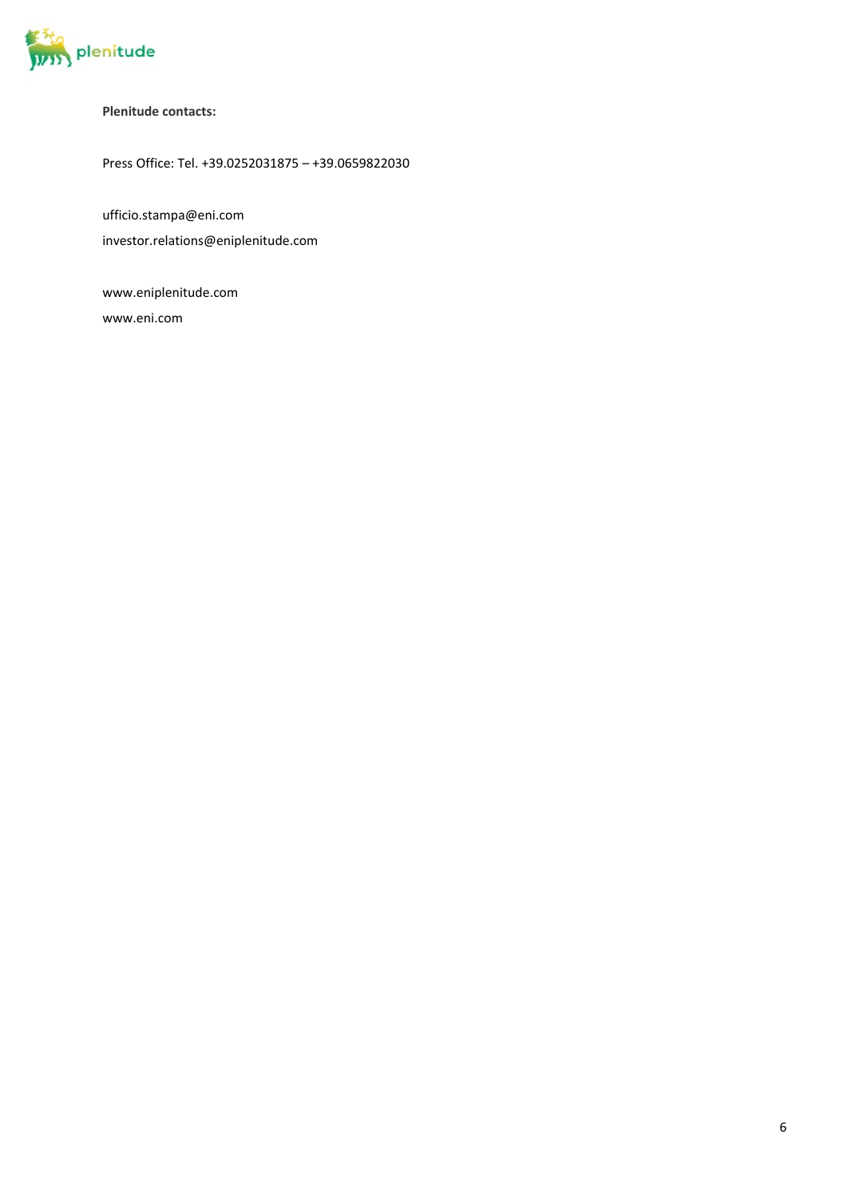**Plenitude contacts:**

Press Office: Tel. +39.0252031875 – +39.0659822030

ufficio.stampa@eni.com

investor.relations@eniplenitude.com

www.eniplenitude.com

www.eni.com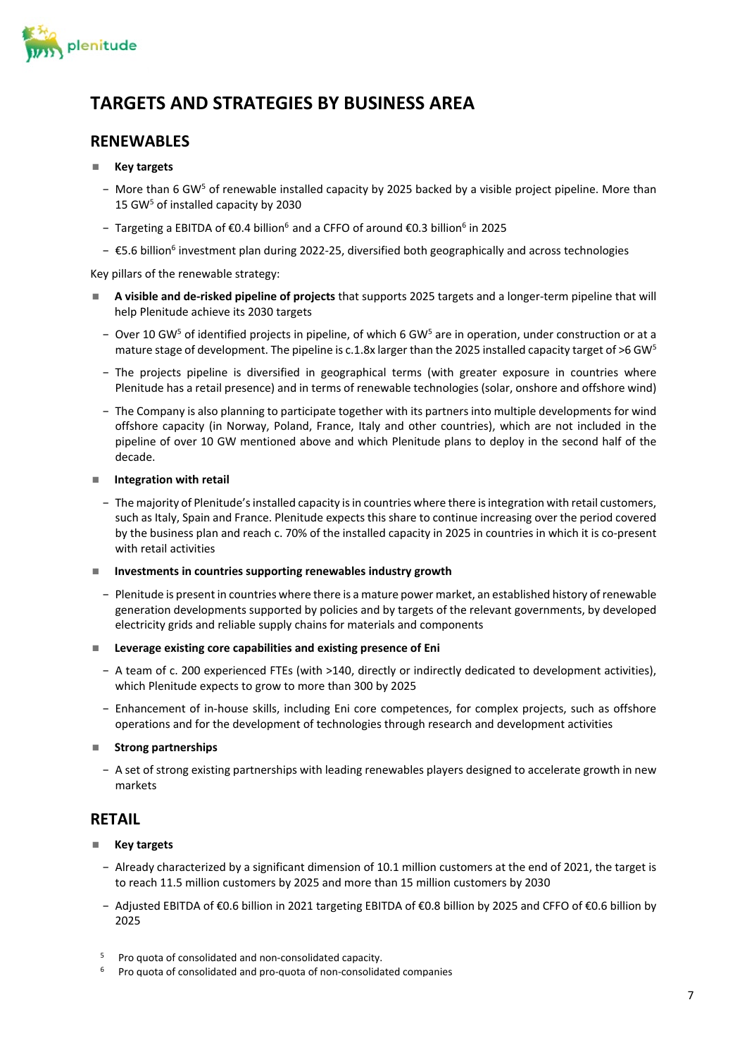## TARGETS AND STRATEGIES BY BUSINESS AREA

### RENEWABLES

- **Key targets**
  - More than 6 GW[5] of renewable installed capacity by 2025 backed by a visible project pipeline. More than 15 GW[5] of installed capacity by 2030
  - Targeting a EBITDA of €0.4 billion[6] and a CFFO of around €0.3 billion[6] in 2025
  - €5.6 billion[6] investment plan during 2022-25, diversified both geographically and across technologies

Key pillars of the renewable strategy:

- **A visible and de-risked pipeline of projects** that supports 2025 targets and a longer-term pipeline that will help Plenitude achieve its 2030 targets
  - Over 10 GW[5] of identified projects in pipeline, of which 6 GW[5] are in operation, under construction or at a mature stage of development. The pipeline is c.1.8x larger than the 2025 installed capacity target of >6 GW[5]
  - The projects pipeline is diversified in geographical terms (with greater exposure in countries where Plenitude has a retail presence) and in terms of renewable technologies (solar, onshore and offshore wind)
  - The Company is also planning to participate together with its partners into multiple developments for wind offshore capacity (in Norway, Poland, France, Italy and other countries), which are not included in the pipeline of over 10 GW mentioned above and which Plenitude plans to deploy in the second half of the decade.
- **Integration with retail**
  - The majority of Plenitude's installed capacity is in countries where there is integration with retail customers, such as Italy, Spain and France. Plenitude expects this share to continue increasing over the period covered by the business plan and reach c. 70% of the installed capacity in 2025 in countries in which it is co-present with retail activities
- **Investments in countries supporting renewables industry growth**
  - Plenitude is present in countries where there is a mature power market, an established history of renewable generation developments supported by policies and by targets of the relevant governments, by developed electricity grids and reliable supply chains for materials and components
- **Leverage existing core capabilities and existing presence of Eni**
  - A team of c. 200 experienced FTEs (with >140, directly or indirectly dedicated to development activities), which Plenitude expects to grow to more than 300 by 2025
  - Enhancement of in-house skills, including Eni core competences, for complex projects, such as offshore operations and for the development of technologies through research and development activities
- **Strong partnerships**
  - A set of strong existing partnerships with leading renewables players designed to accelerate growth in new markets

### RETAIL

- **Key targets**
  - Already characterized by a significant dimension of 10.1 million customers at the end of 2021, the target is to reach 11.5 million customers by 2025 and more than 15 million customers by 2030
  - Adjusted EBITDA of €0.6 billion in 2021 targeting EBITDA of €0.8 billion by 2025 and CFFO of €0.6 billion by 2025

[5] Pro quota of consolidated and non-consolidated capacity.

[6] Pro quota of consolidated and pro-quota of non-consolidated companies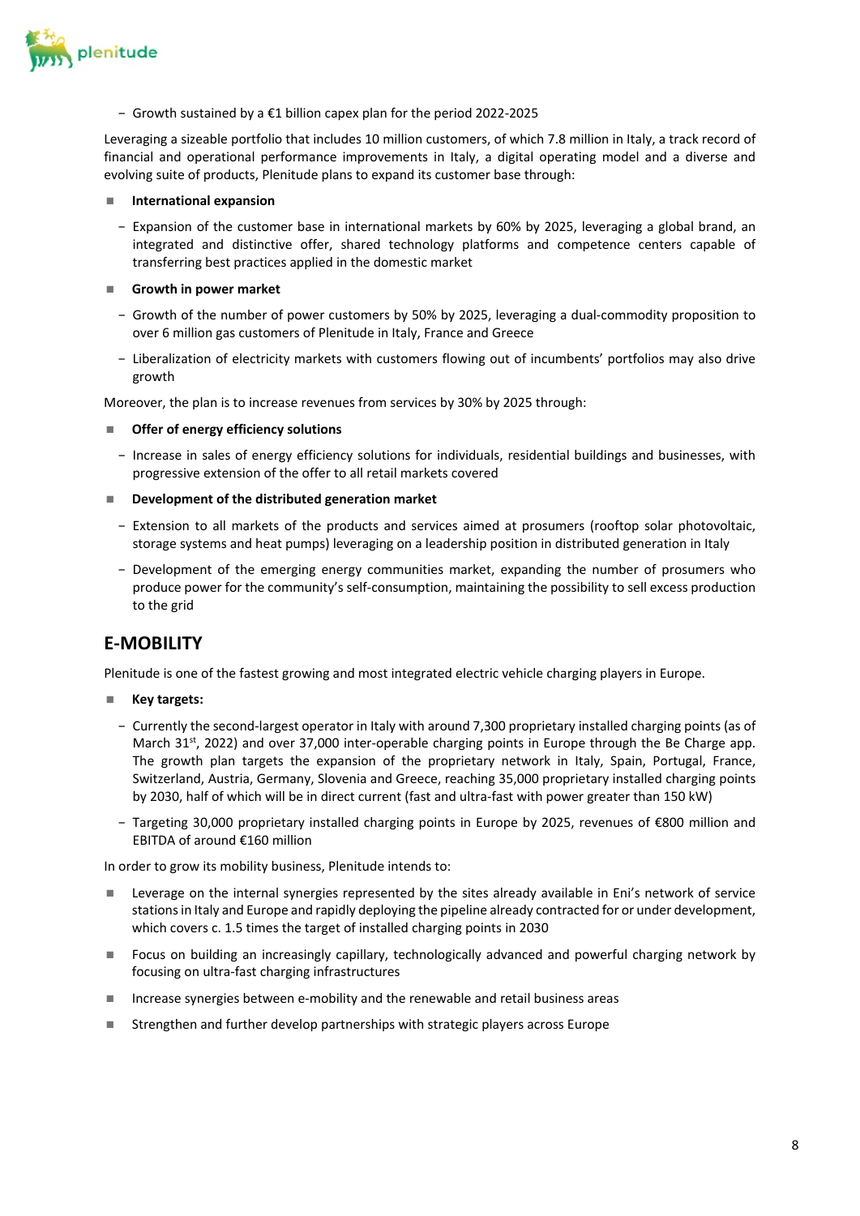- Growth sustained by a €1 billion capex plan for the period 2022-2025

Leveraging a sizeable portfolio that includes 10 million customers, of which 7.8 million in Italy, a track record of financial and operational performance improvements in Italy, a digital operating model and a diverse and evolving suite of products, Plenitude plans to expand its customer base through:

- **International expansion**
  - Expansion of the customer base in international markets by 60% by 2025, leveraging a global brand, an integrated and distinctive offer, shared technology platforms and competence centers capable of transferring best practices applied in the domestic market
- **Growth in power market**
  - Growth of the number of power customers by 50% by 2025, leveraging a dual-commodity proposition to over 6 million gas customers of Plenitude in Italy, France and Greece
  - Liberalization of electricity markets with customers flowing out of incumbents' portfolios may also drive growth

Moreover, the plan is to increase revenues from services by 30% by 2025 through:

- **Offer of energy efficiency solutions**
  - Increase in sales of energy efficiency solutions for individuals, residential buildings and businesses, with progressive extension of the offer to all retail markets covered
- **Development of the distributed generation market**
  - Extension to all markets of the products and services aimed at prosumers (rooftop solar photovoltaic, storage systems and heat pumps) leveraging on a leadership position in distributed generation in Italy
  - Development of the emerging energy communities market, expanding the number of prosumers who produce power for the community's self-consumption, maintaining the possibility to sell excess production to the grid

## E-MOBILITY

Plenitude is one of the fastest growing and most integrated electric vehicle charging players in Europe.

- **Key targets:**
  - Currently the second-largest operator in Italy with around 7,300 proprietary installed charging points (as of March 31st, 2022) and over 37,000 inter-operable charging points in Europe through the Be Charge app. The growth plan targets the expansion of the proprietary network in Italy, Spain, Portugal, France, Switzerland, Austria, Germany, Slovenia and Greece, reaching 35,000 proprietary installed charging points by 2030, half of which will be in direct current (fast and ultra-fast with power greater than 150 kW)
  - Targeting 30,000 proprietary installed charging points in Europe by 2025, revenues of €800 million and EBITDA of around €160 million

In order to grow its mobility business, Plenitude intends to:

- Leverage on the internal synergies represented by the sites already available in Eni's network of service stations in Italy and Europe and rapidly deploying the pipeline already contracted for or under development, which covers c. 1.5 times the target of installed charging points in 2030
- Focus on building an increasingly capillary, technologically advanced and powerful charging network by focusing on ultra-fast charging infrastructures
- Increase synergies between e-mobility and the renewable and retail business areas
- Strengthen and further develop partnerships with strategic players across Europe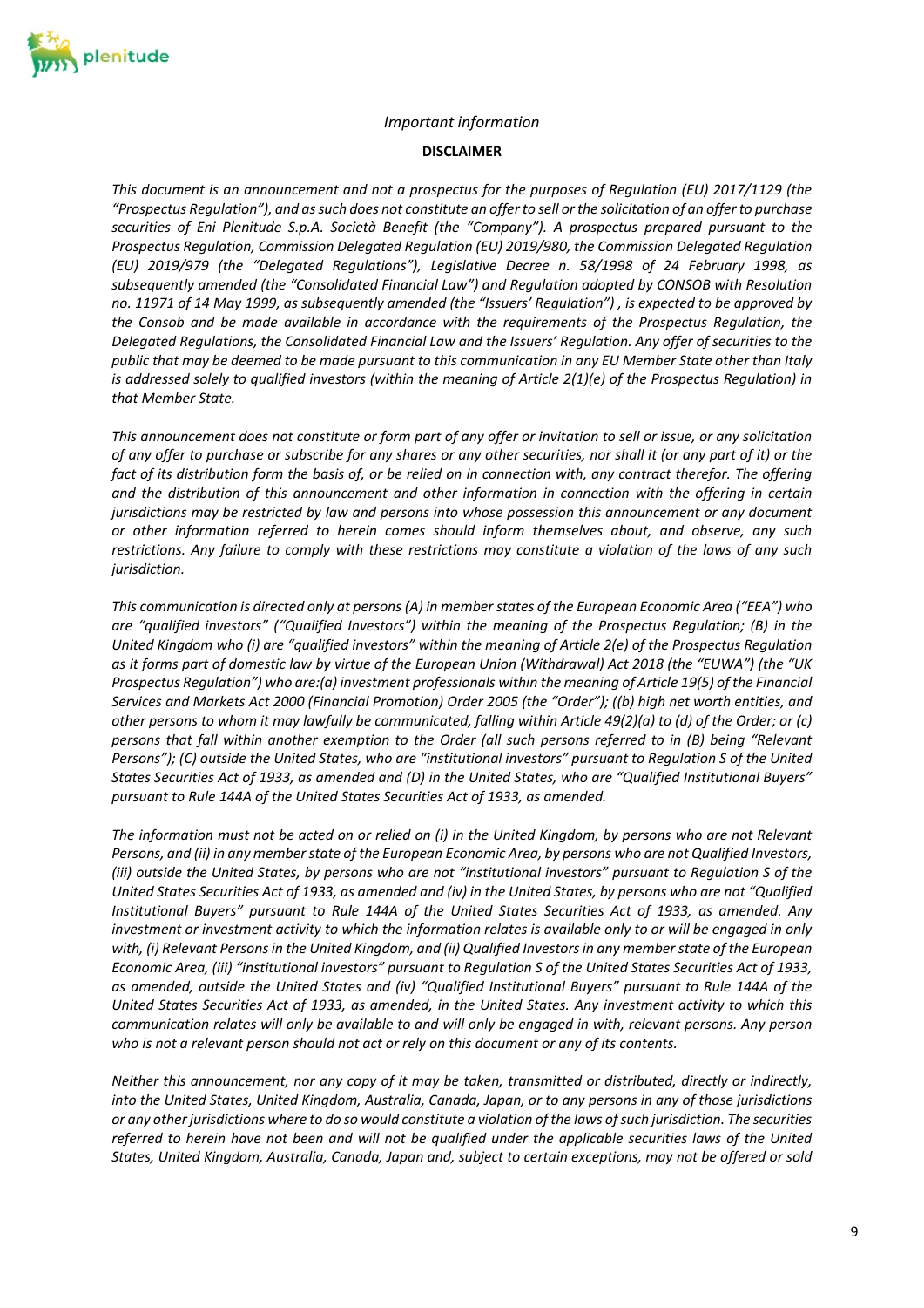*Important information*

**DISCLAIMER**

*This document is an announcement and not a prospectus for the purposes of Regulation (EU) 2017/1129 (the "Prospectus Regulation"), and as such does not constitute an offer to sell or the solicitation of an offer to purchase securities of Eni Plenitude S.p.A. Società Benefit (the "Company"). A prospectus prepared pursuant to the Prospectus Regulation, Commission Delegated Regulation (EU) 2019/980, the Commission Delegated Regulation (EU) 2019/979 (the "Delegated Regulations"), Legislative Decree n. 58/1998 of 24 February 1998, as subsequently amended (the "Consolidated Financial Law") and Regulation adopted by CONSOB with Resolution no. 11971 of 14 May 1999, as subsequently amended (the "Issuers' Regulation") , is expected to be approved by the Consob and be made available in accordance with the requirements of the Prospectus Regulation, the Delegated Regulations, the Consolidated Financial Law and the Issuers' Regulation. Any offer of securities to the public that may be deemed to be made pursuant to this communication in any EU Member State other than Italy is addressed solely to qualified investors (within the meaning of Article 2(1)(e) of the Prospectus Regulation) in that Member State.*

*This announcement does not constitute or form part of any offer or invitation to sell or issue, or any solicitation of any offer to purchase or subscribe for any shares or any other securities, nor shall it (or any part of it) or the fact of its distribution form the basis of, or be relied on in connection with, any contract therefor. The offering and the distribution of this announcement and other information in connection with the offering in certain jurisdictions may be restricted by law and persons into whose possession this announcement or any document or other information referred to herein comes should inform themselves about, and observe, any such restrictions. Any failure to comply with these restrictions may constitute a violation of the laws of any such jurisdiction.*

*This communication is directed only at persons (A) in member states of the European Economic Area ("EEA") who are "qualified investors" ("Qualified Investors") within the meaning of the Prospectus Regulation; (B) in the United Kingdom who (i) are "qualified investors" within the meaning of Article 2(e) of the Prospectus Regulation as it forms part of domestic law by virtue of the European Union (Withdrawal) Act 2018 (the "EUWA") (the "UK Prospectus Regulation") who are:(a) investment professionals within the meaning of Article 19(5) of the Financial Services and Markets Act 2000 (Financial Promotion) Order 2005 (the "Order"); ((b) high net worth entities, and other persons to whom it may lawfully be communicated, falling within Article 49(2)(a) to (d) of the Order; or (c) persons that fall within another exemption to the Order (all such persons referred to in (B) being "Relevant Persons"); (C) outside the United States, who are "institutional investors" pursuant to Regulation S of the United States Securities Act of 1933, as amended and (D) in the United States, who are "Qualified Institutional Buyers" pursuant to Rule 144A of the United States Securities Act of 1933, as amended.*

*The information must not be acted on or relied on (i) in the United Kingdom, by persons who are not Relevant Persons, and (ii) in any member state of the European Economic Area, by persons who are not Qualified Investors, (iii) outside the United States, by persons who are not "institutional investors" pursuant to Regulation S of the United States Securities Act of 1933, as amended and (iv) in the United States, by persons who are not "Qualified Institutional Buyers" pursuant to Rule 144A of the United States Securities Act of 1933, as amended. Any investment or investment activity to which the information relates is available only to or will be engaged in only with, (i) Relevant Persons in the United Kingdom, and (ii) Qualified Investors in any member state of the European Economic Area, (iii) "institutional investors" pursuant to Regulation S of the United States Securities Act of 1933, as amended, outside the United States and (iv) "Qualified Institutional Buyers" pursuant to Rule 144A of the United States Securities Act of 1933, as amended, in the United States. Any investment activity to which this communication relates will only be available to and will only be engaged in with, relevant persons. Any person who is not a relevant person should not act or rely on this document or any of its contents.*

*Neither this announcement, nor any copy of it may be taken, transmitted or distributed, directly or indirectly, into the United States, United Kingdom, Australia, Canada, Japan, or to any persons in any of those jurisdictions or any other jurisdictions where to do so would constitute a violation of the laws of such jurisdiction. The securities referred to herein have not been and will not be qualified under the applicable securities laws of the United States, United Kingdom, Australia, Canada, Japan and, subject to certain exceptions, may not be offered or sold*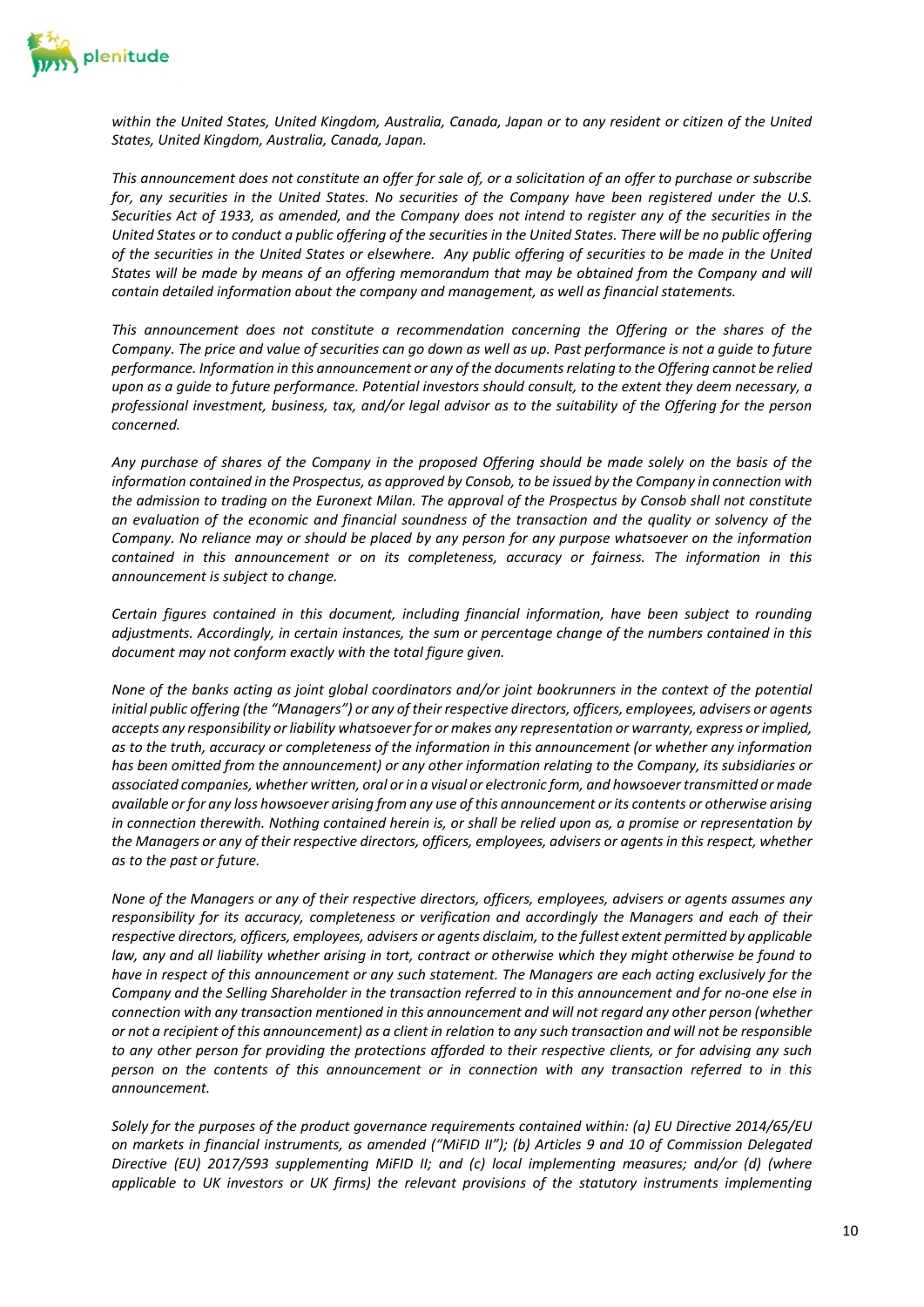*within the United States, United Kingdom, Australia, Canada, Japan or to any resident or citizen of the United States, United Kingdom, Australia, Canada, Japan.*

*This announcement does not constitute an offer for sale of, or a solicitation of an offer to purchase or subscribe for, any securities in the United States. No securities of the Company have been registered under the U.S. Securities Act of 1933, as amended, and the Company does not intend to register any of the securities in the United States or to conduct a public offering of the securities in the United States. There will be no public offering of the securities in the United States or elsewhere. Any public offering of securities to be made in the United States will be made by means of an offering memorandum that may be obtained from the Company and will contain detailed information about the company and management, as well as financial statements.*

*This announcement does not constitute a recommendation concerning the Offering or the shares of the Company. The price and value of securities can go down as well as up. Past performance is not a guide to future performance. Information in this announcement or any of the documents relating to the Offering cannot be relied upon as a guide to future performance. Potential investors should consult, to the extent they deem necessary, a professional investment, business, tax, and/or legal advisor as to the suitability of the Offering for the person concerned.*

*Any purchase of shares of the Company in the proposed Offering should be made solely on the basis of the information contained in the Prospectus, as approved by Consob, to be issued by the Company in connection with the admission to trading on the Euronext Milan. The approval of the Prospectus by Consob shall not constitute an evaluation of the economic and financial soundness of the transaction and the quality or solvency of the Company. No reliance may or should be placed by any person for any purpose whatsoever on the information contained in this announcement or on its completeness, accuracy or fairness. The information in this announcement is subject to change.*

*Certain figures contained in this document, including financial information, have been subject to rounding adjustments. Accordingly, in certain instances, the sum or percentage change of the numbers contained in this document may not conform exactly with the total figure given.*

*None of the banks acting as joint global coordinators and/or joint bookrunners in the context of the potential initial public offering (the "Managers") or any of their respective directors, officers, employees, advisers or agents accepts any responsibility or liability whatsoever for or makes any representation or warranty, express or implied, as to the truth, accuracy or completeness of the information in this announcement (or whether any information has been omitted from the announcement) or any other information relating to the Company, its subsidiaries or associated companies, whether written, oral or in a visual or electronic form, and howsoever transmitted or made available or for any loss howsoever arising from any use of this announcement or its contents or otherwise arising in connection therewith. Nothing contained herein is, or shall be relied upon as, a promise or representation by the Managers or any of their respective directors, officers, employees, advisers or agents in this respect, whether as to the past or future.*

*None of the Managers or any of their respective directors, officers, employees, advisers or agents assumes any responsibility for its accuracy, completeness or verification and accordingly the Managers and each of their respective directors, officers, employees, advisers or agents disclaim, to the fullest extent permitted by applicable law, any and all liability whether arising in tort, contract or otherwise which they might otherwise be found to have in respect of this announcement or any such statement. The Managers are each acting exclusively for the Company and the Selling Shareholder in the transaction referred to in this announcement and for no-one else in connection with any transaction mentioned in this announcement and will not regard any other person (whether or not a recipient of this announcement) as a client in relation to any such transaction and will not be responsible to any other person for providing the protections afforded to their respective clients, or for advising any such person on the contents of this announcement or in connection with any transaction referred to in this announcement.*

*Solely for the purposes of the product governance requirements contained within: (a) EU Directive 2014/65/EU on markets in financial instruments, as amended ("MiFID II"); (b) Articles 9 and 10 of Commission Delegated Directive (EU) 2017/593 supplementing MiFID II; and (c) local implementing measures; and/or (d) (where applicable to UK investors or UK firms) the relevant provisions of the statutory instruments implementing*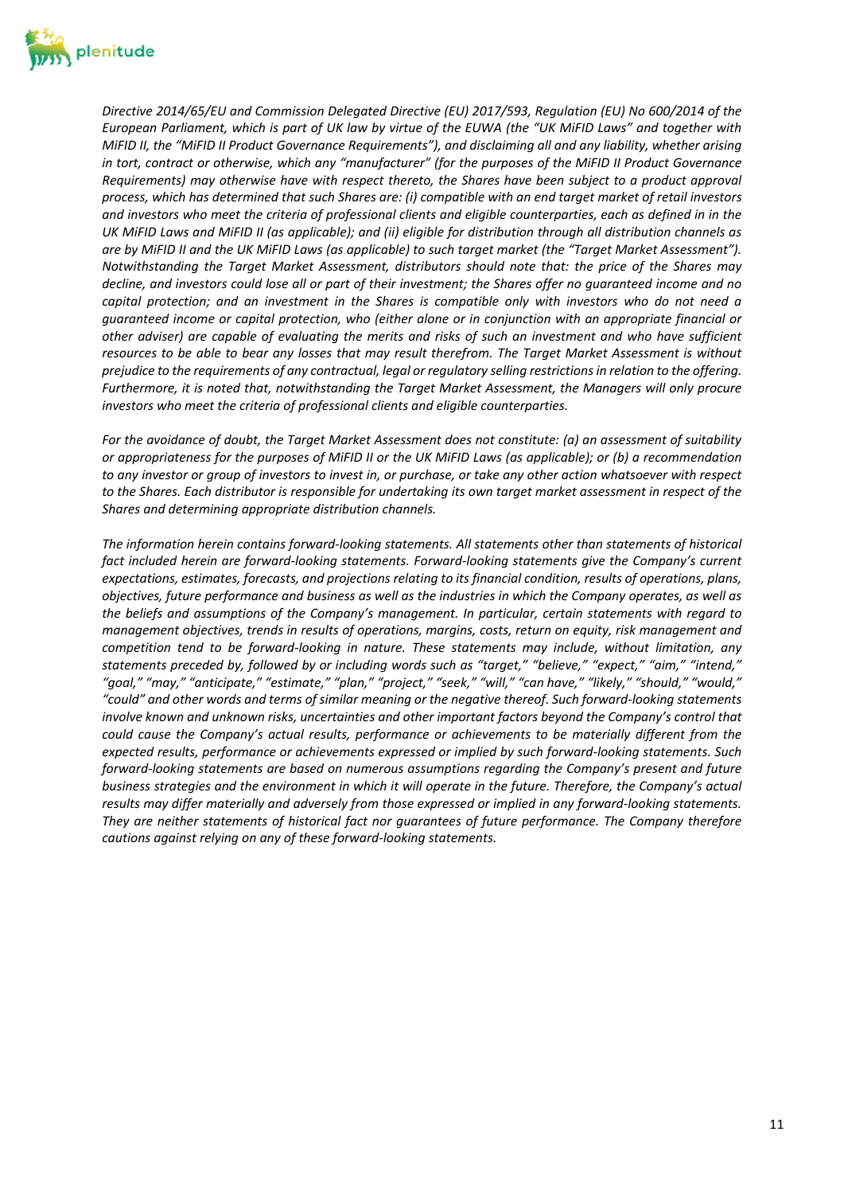*Directive 2014/65/EU and Commission Delegated Directive (EU) 2017/593, Regulation (EU) No 600/2014 of the European Parliament, which is part of UK law by virtue of the EUWA (the "UK MiFID Laws" and together with MiFID II, the "MiFID II Product Governance Requirements"), and disclaiming all and any liability, whether arising in tort, contract or otherwise, which any "manufacturer" (for the purposes of the MiFID II Product Governance Requirements) may otherwise have with respect thereto, the Shares have been subject to a product approval process, which has determined that such Shares are: (i) compatible with an end target market of retail investors and investors who meet the criteria of professional clients and eligible counterparties, each as defined in in the UK MiFID Laws and MiFID II (as applicable); and (ii) eligible for distribution through all distribution channels as are by MiFID II and the UK MiFID Laws (as applicable) to such target market (the "Target Market Assessment"). Notwithstanding the Target Market Assessment, distributors should note that: the price of the Shares may decline, and investors could lose all or part of their investment; the Shares offer no guaranteed income and no capital protection; and an investment in the Shares is compatible only with investors who do not need a guaranteed income or capital protection, who (either alone or in conjunction with an appropriate financial or other adviser) are capable of evaluating the merits and risks of such an investment and who have sufficient resources to be able to bear any losses that may result therefrom. The Target Market Assessment is without prejudice to the requirements of any contractual, legal or regulatory selling restrictions in relation to the offering. Furthermore, it is noted that, notwithstanding the Target Market Assessment, the Managers will only procure investors who meet the criteria of professional clients and eligible counterparties.*

*For the avoidance of doubt, the Target Market Assessment does not constitute: (a) an assessment of suitability or appropriateness for the purposes of MiFID II or the UK MiFID Laws (as applicable); or (b) a recommendation to any investor or group of investors to invest in, or purchase, or take any other action whatsoever with respect to the Shares. Each distributor is responsible for undertaking its own target market assessment in respect of the Shares and determining appropriate distribution channels.*

*The information herein contains forward-looking statements. All statements other than statements of historical fact included herein are forward-looking statements. Forward-looking statements give the Company's current expectations, estimates, forecasts, and projections relating to its financial condition, results of operations, plans, objectives, future performance and business as well as the industries in which the Company operates, as well as the beliefs and assumptions of the Company's management. In particular, certain statements with regard to management objectives, trends in results of operations, margins, costs, return on equity, risk management and competition tend to be forward-looking in nature. These statements may include, without limitation, any statements preceded by, followed by or including words such as "target," "believe," "expect," "aim," "intend," "goal," "may," "anticipate," "estimate," "plan," "project," "seek," "will," "can have," "likely," "should," "would," "could" and other words and terms of similar meaning or the negative thereof. Such forward-looking statements involve known and unknown risks, uncertainties and other important factors beyond the Company's control that could cause the Company's actual results, performance or achievements to be materially different from the expected results, performance or achievements expressed or implied by such forward-looking statements. Such forward-looking statements are based on numerous assumptions regarding the Company's present and future business strategies and the environment in which it will operate in the future. Therefore, the Company's actual results may differ materially and adversely from those expressed or implied in any forward-looking statements. They are neither statements of historical fact nor guarantees of future performance. The Company therefore cautions against relying on any of these forward-looking statements.*